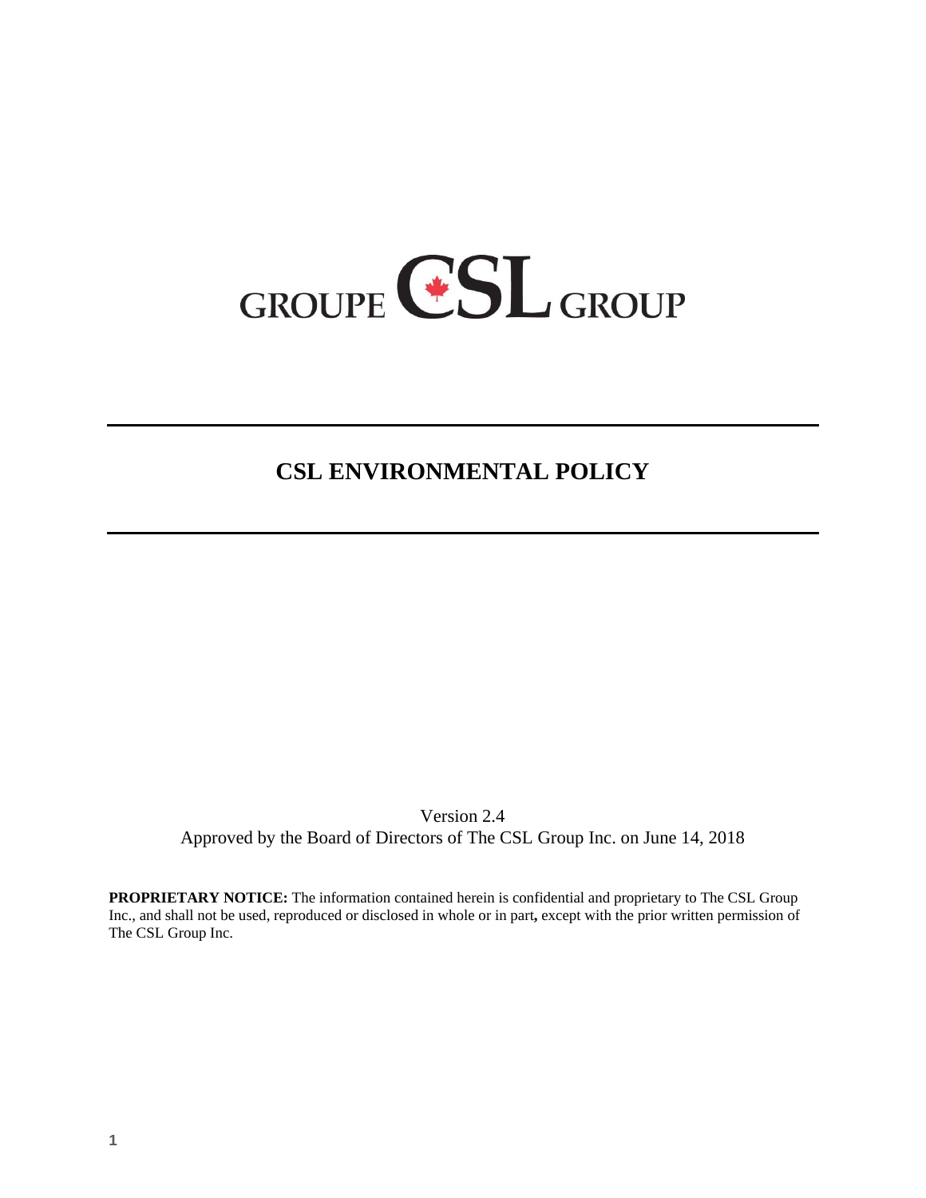GROUPE CSL GROUP

# CSL ENVIRONMENTAL POLICY

Version 2.4

Approved by the Board of Directors of The CSL Group Inc. on June 14, 2018

**PROPRIETARY NOTICE:** The information contained herein is confidential and proprietary to The CSL Group Inc., and shall not be used, reproduced or disclosed in whole or in part**,** except with the prior written permission of The CSL Group Inc.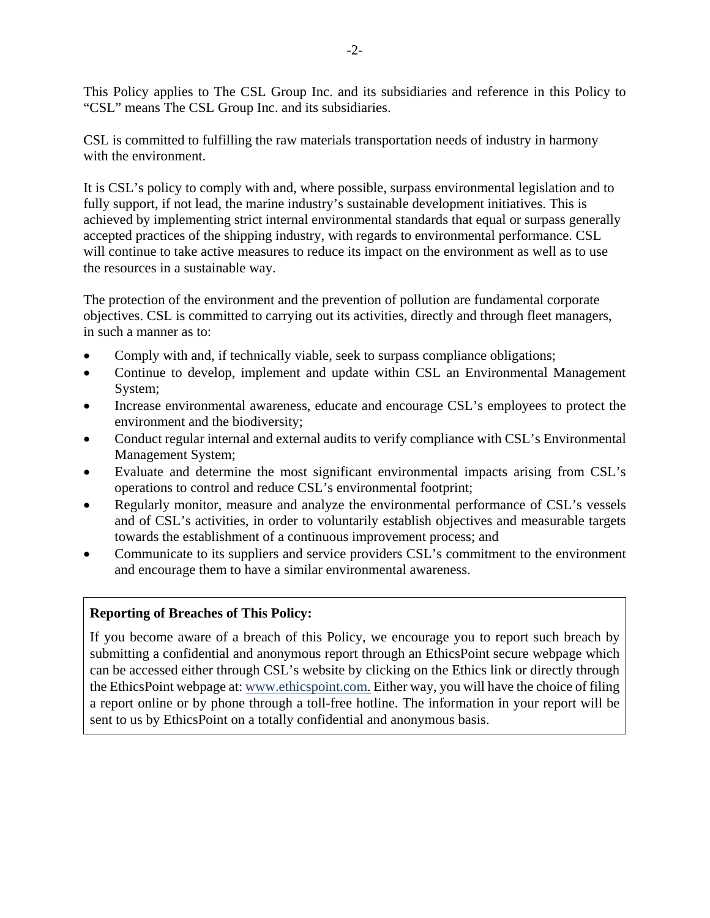This Policy applies to The CSL Group Inc. and its subsidiaries and reference in this Policy to "CSL" means The CSL Group Inc. and its subsidiaries.

CSL is committed to fulfilling the raw materials transportation needs of industry in harmony with the environment.

It is CSL's policy to comply with and, where possible, surpass environmental legislation and to fully support, if not lead, the marine industry's sustainable development initiatives. This is achieved by implementing strict internal environmental standards that equal or surpass generally accepted practices of the shipping industry, with regards to environmental performance. CSL will continue to take active measures to reduce its impact on the environment as well as to use the resources in a sustainable way.

The protection of the environment and the prevention of pollution are fundamental corporate objectives. CSL is committed to carrying out its activities, directly and through fleet managers, in such a manner as to:

- Comply with and, if technically viable, seek to surpass compliance obligations;
- Continue to develop, implement and update within CSL an Environmental Management System;
- Increase environmental awareness, educate and encourage CSL's employees to protect the environment and the biodiversity;
- Conduct regular internal and external audits to verify compliance with CSL's Environmental Management System;
- Evaluate and determine the most significant environmental impacts arising from CSL's operations to control and reduce CSL's environmental footprint;
- Regularly monitor, measure and analyze the environmental performance of CSL's vessels and of CSL's activities, in order to voluntarily establish objectives and measurable targets towards the establishment of a continuous improvement process; and
- Communicate to its suppliers and service providers CSL's commitment to the environment and encourage them to have a similar environmental awareness.

**Reporting of Breaches of This Policy:**

If you become aware of a breach of this Policy, we encourage you to report such breach by submitting a confidential and anonymous report through an EthicsPoint secure webpage which can be accessed either through CSL's website by clicking on the Ethics link or directly through the EthicsPoint webpage at: www.ethicspoint.com. Either way, you will have the choice of filing a report online or by phone through a toll-free hotline. The information in your report will be sent to us by EthicsPoint on a totally confidential and anonymous basis.